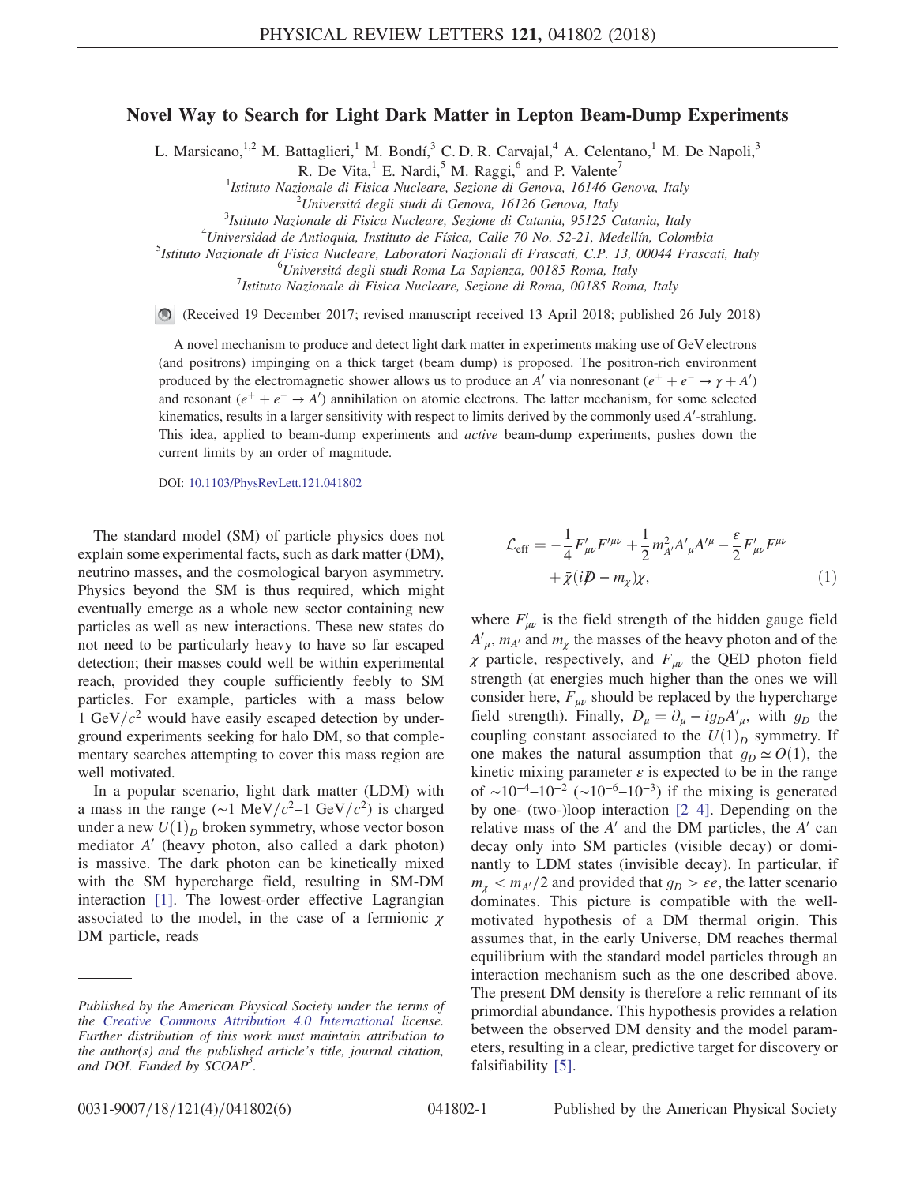# Novel Way to Search for Light Dark Matter in Lepton Beam-Dump Experiments

L. Marsicano,[1,2] M. Battaglieri,[1] M. Bondí,[3] C. D. R. Carvajal,[4] A. Celentano,[1] M. De Napoli,[3] R. De Vita,[1] E. Nardi,[5] M. Raggi,[6] and P. Valente[7]

[1]Istituto Nazionale di Fisica Nucleare, Sezione di Genova, 16146 Genova, Italy
[2]Universitá degli studi di Genova, 16126 Genova, Italy
[3]Istituto Nazionale di Fisica Nucleare, Sezione di Catania, 95125 Catania, Italy
[4]Universidad de Antioquia, Instituto de Física, Calle 70 No. 52-21, Medellín, Colombia
[5]Istituto Nazionale di Fisica Nucleare, Laboratori Nazionali di Frascati, C.P. 13, 00044 Frascati, Italy
[6]Universitá degli studi Roma La Sapienza, 00185 Roma, Italy
[7]Istituto Nazionale di Fisica Nucleare, Sezione di Roma, 00185 Roma, Italy

(Received 19 December 2017; revised manuscript received 13 April 2018; published 26 July 2018)

A novel mechanism to produce and detect light dark matter in experiments making use of GeV electrons (and positrons) impinging on a thick target (beam dump) is proposed. The positron-rich environment produced by the electromagnetic shower allows us to produce an $A'$ via nonresonant ($e^+ + e^- \to \gamma + A'$) and resonant ($e^+ + e^- \to A'$) annihilation on atomic electrons. The latter mechanism, for some selected kinematics, results in a larger sensitivity with respect to limits derived by the commonly used $A'$-strahlung. This idea, applied to beam-dump experiments and *active* beam-dump experiments, pushes down the current limits by an order of magnitude.

DOI: 10.1103/PhysRevLett.121.041802

The standard model (SM) of particle physics does not explain some experimental facts, such as dark matter (DM), neutrino masses, and the cosmological baryon asymmetry. Physics beyond the SM is thus required, which might eventually emerge as a whole new sector containing new particles as well as new interactions. These new states do not need to be particularly heavy to have so far escaped detection; their masses could well be within experimental reach, provided they couple sufficiently feebly to SM particles. For example, particles with a mass below 1 GeV/$c^2$ would have easily escaped detection by underground experiments seeking for halo DM, so that complementary searches attempting to cover this mass region are well motivated.

In a popular scenario, light dark matter (LDM) with a mass in the range ($\sim$1 MeV/$c^2$–1 GeV/$c^2$) is charged under a new $U(1)_D$ broken symmetry, whose vector boson mediator $A'$ (heavy photon, also called a dark photon) is massive. The dark photon can be kinetically mixed with the SM hypercharge field, resulting in SM-DM interaction [1]. The lowest-order effective Lagrangian associated to the model, in the case of a fermionic $\chi$ DM particle, reads

$$
\mathcal{L}_{\text{eff}} = -\frac{1}{4}F'_{\mu\nu}F'^{\mu\nu} + \frac{1}{2}m^2_{A'}A'_{\mu}A'^{\mu} - \frac{\varepsilon}{2}F'_{\mu\nu}F^{\mu\nu} + \bar{\chi}(i\not{D} - m_{\chi})\chi, \tag{1}
$$

where $F'_{\mu\nu}$ is the field strength of the hidden gauge field $A'_{\mu}$, $m_{A'}$ and $m_{\chi}$ the masses of the heavy photon and of the $\chi$ particle, respectively, and $F_{\mu\nu}$ the QED photon field strength (at energies much higher than the ones we will consider here, $F_{\mu\nu}$ should be replaced by the hypercharge field strength). Finally, $D_{\mu} = \partial_{\mu} - ig_D A'_{\mu}$, with $g_D$ the coupling constant associated to the $U(1)_D$ symmetry. If one makes the natural assumption that $g_D \simeq O(1)$, the kinetic mixing parameter $\varepsilon$ is expected to be in the range of $\sim 10^{-4}$–$10^{-2}$ ($\sim 10^{-6}$–$10^{-3}$) if the mixing is generated by one- (two-)loop interaction [2–4]. Depending on the relative mass of the $A'$ and the DM particles, the $A'$ can decay only into SM particles (visible decay) or dominantly to LDM states (invisible decay). In particular, if $m_{\chi} < m_{A'}/2$ and provided that $g_D > \varepsilon e$, the latter scenario dominates. This picture is compatible with the well-motivated hypothesis of a DM thermal origin. This assumes that, in the early Universe, DM reaches thermal equilibrium with the standard model particles through an interaction mechanism such as the one described above. The present DM density is therefore a relic remnant of its primordial abundance. This hypothesis provides a relation between the observed DM density and the model parameters, resulting in a clear, predictive target for discovery or falsifiability [5].

*Published by the American Physical Society under the terms of the Creative Commons Attribution 4.0 International license. Further distribution of this work must maintain attribution to the author(s) and the published article's title, journal citation, and DOI. Funded by SCOAP³.*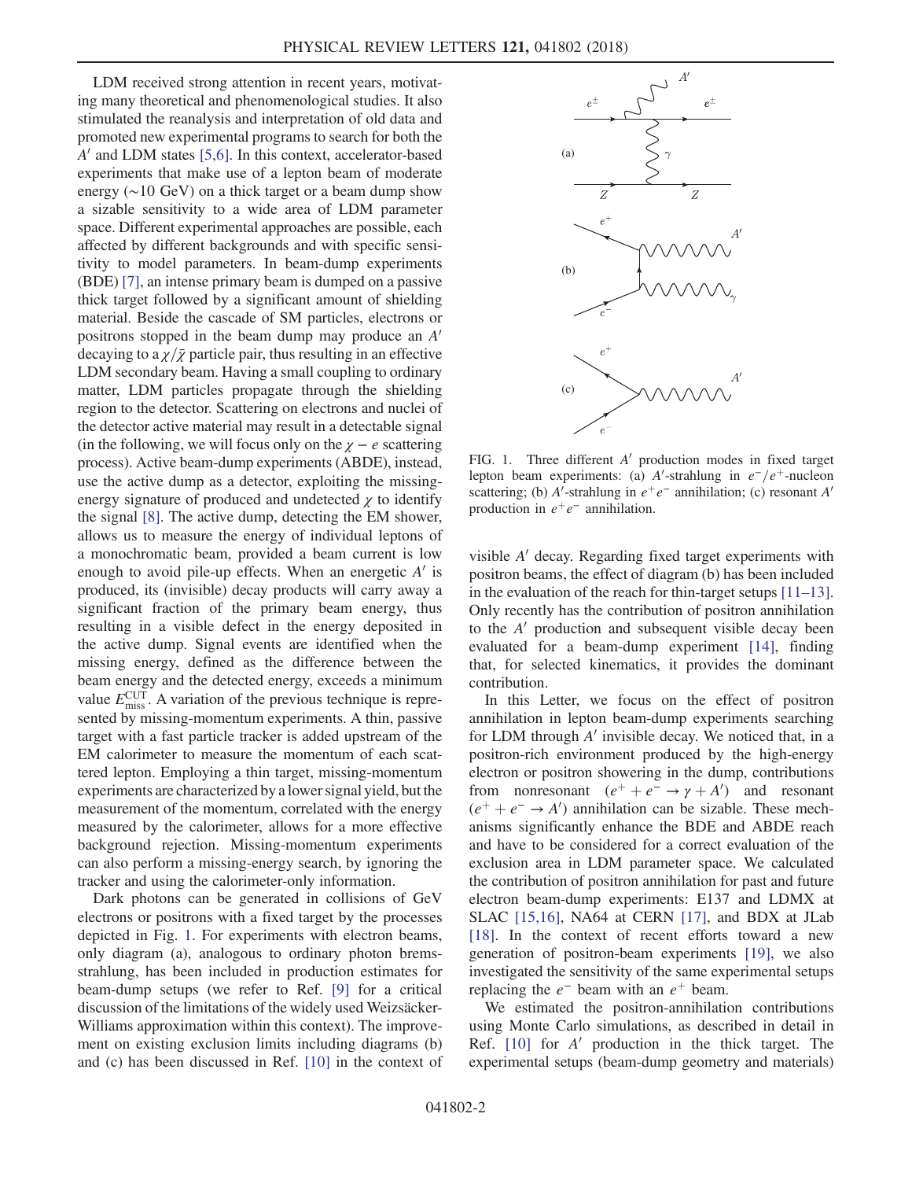LDM received strong attention in recent years, motivating many theoretical and phenomenological studies. It also stimulated the reanalysis and interpretation of old data and promoted new experimental programs to search for both the $A'$ and LDM states [5,6]. In this context, accelerator-based experiments that make use of a lepton beam of moderate energy (~10 GeV) on a thick target or a beam dump show a sizable sensitivity to a wide area of LDM parameter space. Different experimental approaches are possible, each affected by different backgrounds and with specific sensitivity to model parameters. In beam-dump experiments (BDE) [7], an intense primary beam is dumped on a passive thick target followed by a significant amount of shielding material. Beside the cascade of SM particles, electrons or positrons stopped in the beam dump may produce an $A'$ decaying to a $\chi/\bar{\chi}$ particle pair, thus resulting in an effective LDM secondary beam. Having a small coupling to ordinary matter, LDM particles propagate through the shielding region to the detector. Scattering on electrons and nuclei of the detector active material may result in a detectable signal (in the following, we will focus only on the $\chi - e$ scattering process). Active beam-dump experiments (ABDE), instead, use the active dump as a detector, exploiting the missing-energy signature of produced and undetected $\chi$ to identify the signal [8]. The active dump, detecting the EM shower, allows us to measure the energy of individual leptons of a monochromatic beam, provided a beam current is low enough to avoid pile-up effects. When an energetic $A'$ is produced, its (invisible) decay products will carry away a significant fraction of the primary beam energy, thus resulting in a visible defect in the energy deposited in the active dump. Signal events are identified when the missing energy, defined as the difference between the beam energy and the detected energy, exceeds a minimum value $E_{\rm miss}^{\rm CUT}$. A variation of the previous technique is represented by missing-momentum experiments. A thin, passive target with a fast particle tracker is added upstream of the EM calorimeter to measure the momentum of each scattered lepton. Employing a thin target, missing-momentum experiments are characterized by a lower signal yield, but the measurement of the momentum, correlated with the energy measured by the calorimeter, allows for a more effective background rejection. Missing-momentum experiments can also perform a missing-energy search, by ignoring the tracker and using the calorimeter-only information.

Dark photons can be generated in collisions of GeV electrons or positrons with a fixed target by the processes depicted in Fig. 1. For experiments with electron beams, only diagram (a), analogous to ordinary photon bremsstrahlung, has been included in production estimates for beam-dump setups (we refer to Ref. [9] for a critical discussion of the limitations of the widely used Weizsäcker-Williams approximation within this context). The improvement on existing exclusion limits including diagrams (b) and (c) has been discussed in Ref. [10] in the context of visible $A'$ decay. Regarding fixed target experiments with positron beams, the effect of diagram (b) has been included in the evaluation of the reach for thin-target setups [11–13]. Only recently has the contribution of positron annihilation to the $A'$ production and subsequent visible decay been evaluated for a beam-dump experiment [14], finding that, for selected kinematics, it provides the dominant contribution.

FIG. 1. Three different $A'$ production modes in fixed target lepton beam experiments: (a) $A'$-strahlung in $e^-/e^+$-nucleon scattering; (b) $A'$-strahlung in $e^+e^-$ annihilation; (c) resonant $A'$ production in $e^+e^-$ annihilation.

In this Letter, we focus on the effect of positron annihilation in lepton beam-dump experiments searching for LDM through $A'$ invisible decay. We noticed that, in a positron-rich environment produced by the high-energy electron or positron showering in the dump, contributions from nonresonant $(e^+ + e^- \to \gamma + A')$ and resonant $(e^+ + e^- \to A')$ annihilation can be sizable. These mechanisms significantly enhance the BDE and ABDE reach and have to be considered for a correct evaluation of the exclusion area in LDM parameter space. We calculated the contribution of positron annihilation for past and future electron beam-dump experiments: E137 and LDMX at SLAC [15,16], NA64 at CERN [17], and BDX at JLab [18]. In the context of recent efforts toward a new generation of positron-beam experiments [19], we also investigated the sensitivity of the same experimental setups replacing the $e^-$ beam with an $e^+$ beam.

We estimated the positron-annihilation contributions using Monte Carlo simulations, as described in detail in Ref. [10] for $A'$ production in the thick target. The experimental setups (beam-dump geometry and materials)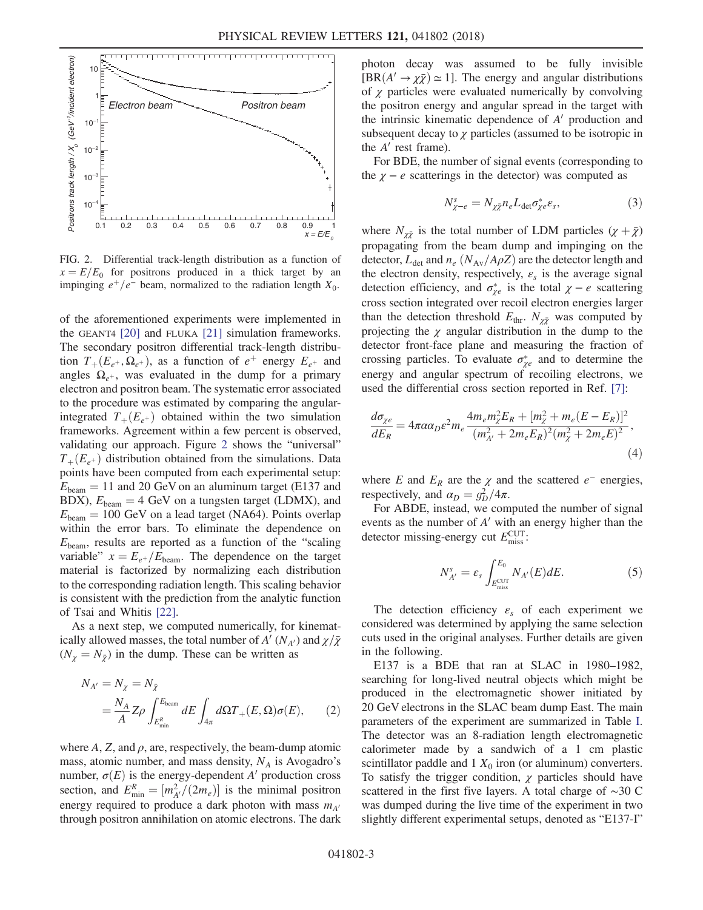FIG. 2. Differential track-length distribution as a function of $x = E/E_0$ for positrons produced in a thick target by an impinging $e^+/e^-$ beam, normalized to the radiation length $X_0$.

of the aforementioned experiments were implemented in the GEANT4 [20] and FLUKA [21] simulation frameworks. The secondary positron differential track-length distribution $T_+(E_{e^+}, \Omega_{e^+})$, as a function of $e^+$ energy $E_{e^+}$ and angles $\Omega_{e^+}$, was evaluated in the dump for a primary electron and positron beam. The systematic error associated to the procedure was estimated by comparing the angular-integrated $T_+(E_{e^+})$ obtained within the two simulation frameworks. Agreement within a few percent is observed, validating our approach. Figure 2 shows the "universal" $T_+(E_{e^+})$ distribution obtained from the simulations. Data points have been computed from each experimental setup: $E_{\rm beam} = 11$ and 20 GeV on an aluminum target (E137 and BDX), $E_{\rm beam} = 4$ GeV on a tungsten target (LDMX), and $E_{\rm beam} = 100$ GeV on a lead target (NA64). Points overlap within the error bars. To eliminate the dependence on $E_{\rm beam}$, results are reported as a function of the "scaling variable" $x = E_{e^+}/E_{\rm beam}$. The dependence on the target material is factorized by normalizing each distribution to the corresponding radiation length. This scaling behavior is consistent with the prediction from the analytic function of Tsai and Whitis [22].

As a next step, we computed numerically, for kinematically allowed masses, the total number of $A'$ ($N_{A'}$) and $\chi/\bar{\chi}$ ($N_\chi = N_{\bar{\chi}}$) in the dump. These can be written as

$$
\begin{aligned}
N_{A'} &= N_\chi = N_{\bar{\chi}} \\
&= \frac{N_A}{A} Z\rho \int_{E^R_{\rm min}}^{E_{\rm beam}} dE \int_{4\pi} d\Omega T_+(E, \Omega)\sigma(E), \qquad (2)
\end{aligned}
$$

where $A$, $Z$, and $\rho$, are, respectively, the beam-dump atomic mass, atomic number, and mass density, $N_A$ is Avogadro's number, $\sigma(E)$ is the energy-dependent $A'$ production cross section, and $E^R_{\rm min} = [m^2_{A'}/(2m_e)]$ is the minimal positron energy required to produce a dark photon with mass $m_{A'}$ through positron annihilation on atomic electrons. The dark photon decay was assumed to be fully invisible [$\mathrm{BR}(A' \to \chi\bar{\chi}) \simeq 1$]. The energy and angular distributions of $\chi$ particles were evaluated numerically by convolving the positron energy and angular spread in the target with the intrinsic kinematic dependence of $A'$ production and subsequent decay to $\chi$ particles (assumed to be isotropic in the $A'$ rest frame).

For BDE, the number of signal events (corresponding to the $\chi - e$ scatterings in the detector) was computed as

$$
N^s_{\chi-e} = N_{\chi\bar{\chi}} n_e L_{\rm det} \sigma^*_{\chi e} \varepsilon_s, \qquad (3)
$$

where $N_{\chi\bar{\chi}}$ is the total number of LDM particles ($\chi + \bar{\chi}$) propagating from the beam dump and impinging on the detector, $L_{\rm det}$ and $n_e$ ($N_{\rm Av}/A\rho Z$) are the detector length and the electron density, respectively, $\varepsilon_s$ is the average signal detection efficiency, and $\sigma^*_{\chi e}$ is the total $\chi - e$ scattering cross section integrated over recoil electron energies larger than the detection threshold $E_{\rm thr}$. $N_{\chi\bar{\chi}}$ was computed by projecting the $\chi$ angular distribution in the dump to the detector front-face plane and measuring the fraction of crossing particles. To evaluate $\sigma^*_{\chi e}$ and to determine the energy and angular spectrum of recoiling electrons, we used the differential cross section reported in Ref. [7]:

$$
\frac{d\sigma_{\chi e}}{dE_R} = 4\pi\alpha\alpha_D\varepsilon^2 m_e \frac{4m_e m^2_\chi E_R + [m^2_\chi + m_e(E - E_R)]^2}{(m^2_{A'} + 2m_e E_R)^2 (m^2_\chi + 2m_e E)^2}, \qquad (4)
$$

where $E$ and $E_R$ are the $\chi$ and the scattered $e^-$ energies, respectively, and $\alpha_D = g^2_D/4\pi$.

For ABDE, instead, we computed the number of signal events as the number of $A'$ with an energy higher than the detector missing-energy cut $E^{\rm CUT}_{\rm miss}$:

$$
N^s_{A'} = \varepsilon_s \int_{E^{\rm CUT}_{\rm miss}}^{E_0} N_{A'}(E) dE. \qquad (5)
$$

The detection efficiency $\varepsilon_s$ of each experiment we considered was determined by applying the same selection cuts used in the original analyses. Further details are given in the following.

E137 is a BDE that ran at SLAC in 1980–1982, searching for long-lived neutral objects which might be produced in the electromagnetic shower initiated by 20 GeV electrons in the SLAC beam dump East. The main parameters of the experiment are summarized in Table I. The detector was an 8-radiation length electromagnetic calorimeter made by a sandwich of a 1 cm plastic scintillator paddle and 1 $X_0$ iron (or aluminum) converters. To satisfy the trigger condition, $\chi$ particles should have scattered in the first five layers. A total charge of $\sim$30 C was dumped during the live time of the experiment in two slightly different experimental setups, denoted as "E137-I"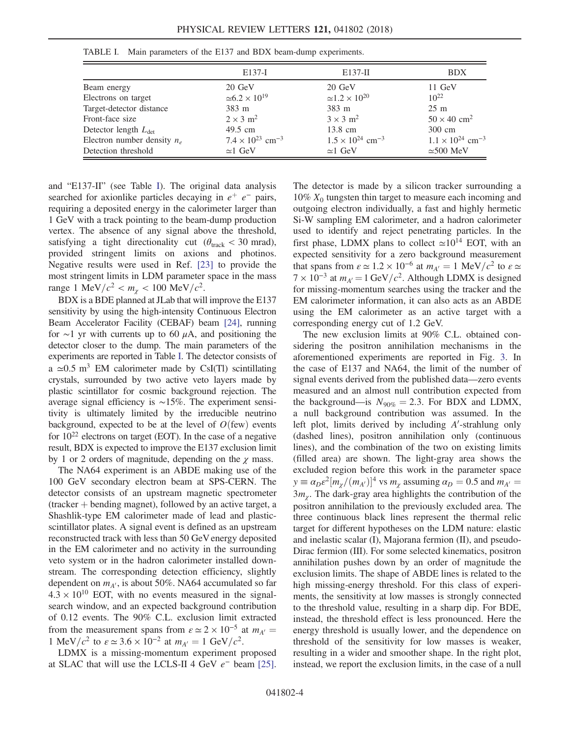TABLE I. Main parameters of the E137 and BDX beam-dump experiments.

| | E137-I | E137-II | BDX |
|---|---|---|---|
| Beam energy | 20 GeV | 20 GeV | 11 GeV |
| Electrons on target | $\simeq 6.2 \times 10^{19}$ | $\simeq 1.2 \times 10^{20}$ | $10^{22}$ |
| Target-detector distance | 383 m | 383 m | 25 m |
| Front-face size | $2 \times 3$ m$^2$ | $3 \times 3$ m$^2$ | $50 \times 40$ cm$^2$ |
| Detector length $L_{\rm det}$ | 49.5 cm | 13.8 cm | 300 cm |
| Electron number density $n_e$ | $7.4 \times 10^{23}$ cm$^{-3}$ | $1.5 \times 10^{24}$ cm$^{-3}$ | $1.1 \times 10^{24}$ cm$^{-3}$ |
| Detection threshold | $\simeq 1$ GeV | $\simeq 1$ GeV | $\simeq 500$ MeV |

and "E137-II" (see Table I). The original data analysis searched for axionlike particles decaying in $e^+ e^-$ pairs, requiring a deposited energy in the calorimeter larger than 1 GeV with a track pointing to the beam-dump production vertex. The absence of any signal above the threshold, satisfying a tight directionality cut ($\theta_{\rm track} < 30$ mrad), provided stringent limits on axions and photinos. Negative results were used in Ref. [23] to provide the most stringent limits in LDM parameter space in the mass range 1 MeV$/c^2 < m_\chi < 100$ MeV$/c^2$.

BDX is a BDE planned at JLab that will improve the E137 sensitivity by using the high-intensity Continuous Electron Beam Accelerator Facility (CEBAF) beam [24], running for $\sim$1 yr with currents up to 60 $\mu$A, and positioning the detector closer to the dump. The main parameters of the experiments are reported in Table I. The detector consists of a $\simeq 0.5$ m$^3$ EM calorimeter made by CsI(Tl) scintillating crystals, surrounded by two active veto layers made by plastic scintillator for cosmic background rejection. The average signal efficiency is $\sim$15%. The experiment sensitivity is ultimately limited by the irreducible neutrino background, expected to be at the level of $O$(few) events for $10^{22}$ electrons on target (EOT). In the case of a negative result, BDX is expected to improve the E137 exclusion limit by 1 or 2 orders of magnitude, depending on the $\chi$ mass.

The NA64 experiment is an ABDE making use of the 100 GeV secondary electron beam at SPS-CERN. The detector consists of an upstream magnetic spectrometer (tracker + bending magnet), followed by an active target, a Shashlik-type EM calorimeter made of lead and plastic-scintillator plates. A signal event is defined as an upstream reconstructed track with less than 50 GeV energy deposited in the EM calorimeter and no activity in the surrounding veto system or in the hadron calorimeter installed downstream. The corresponding detection efficiency, slightly dependent on $m_{A'}$, is about 50%. NA64 accumulated so far $4.3 \times 10^{10}$ EOT, with no events measured in the signal-search window, and an expected background contribution of 0.12 events. The 90% C.L. exclusion limit extracted from the measurement spans from $\varepsilon \simeq 2 \times 10^{-5}$ at $m_{A'} =$ 1 MeV$/c^2$ to $\varepsilon \simeq 3.6 \times 10^{-2}$ at $m_{A'} = 1$ GeV$/c^2$.

LDMX is a missing-momentum experiment proposed at SLAC that will use the LCLS-II 4 GeV $e^-$ beam [25]. The detector is made by a silicon tracker surrounding a 10% $X_0$ tungsten thin target to measure each incoming and outgoing electron individually, a fast and highly hermetic Si-W sampling EM calorimeter, and a hadron calorimeter used to identify and reject penetrating particles. In the first phase, LDMX plans to collect $\simeq 10^{14}$ EOT, with an expected sensitivity for a zero background measurement that spans from $\varepsilon \simeq 1.2 \times 10^{-6}$ at $m_{A'} = 1$ MeV$/c^2$ to $\varepsilon \simeq 7 \times 10^{-3}$ at $m_{A'} = 1$ GeV$/c^2$. Although LDMX is designed for missing-momentum searches using the tracker and the EM calorimeter information, it can also acts as an ABDE using the EM calorimeter as an active target with a corresponding energy cut of 1.2 GeV.

The new exclusion limits at 90% C.L. obtained considering the positron annihilation mechanisms in the aforementioned experiments are reported in Fig. 3. In the case of E137 and NA64, the limit of the number of signal events derived from the published data—zero events measured and an almost null contribution expected from the background—is $N_{90\%} = 2.3$. For BDX and LDMX, a null background contribution was assumed. In the left plot, limits derived by including $A'$-strahlung only (dashed lines), positron annihilation only (continuous lines), and the combination of the two on existing limits (filled area) are shown. The light-gray area shows the excluded region before this work in the parameter space $y \equiv \alpha_D \varepsilon^2 [m_\chi/(m_{A'})]^4$ vs $m_\chi$ assuming $\alpha_D = 0.5$ and $m_{A'} = 3m_\chi$. The dark-gray area highlights the contribution of the positron annihilation to the previously excluded area. The three continuous black lines represent the thermal relic target for different hypotheses on the LDM nature: elastic and inelastic scalar (I), Majorana fermion (II), and pseudo-Dirac fermion (III). For some selected kinematics, positron annihilation pushes down by an order of magnitude the exclusion limits. The shape of ABDE lines is related to the high missing-energy threshold. For this class of experiments, the sensitivity at low masses is strongly connected to the threshold value, resulting in a sharp dip. For BDE, instead, the threshold effect is less pronounced. Here the energy threshold is usually lower, and the dependence on threshold of the sensitivity for low masses is weaker, resulting in a wider and smoother shape. In the right plot, instead, we report the exclusion limits, in the case of a null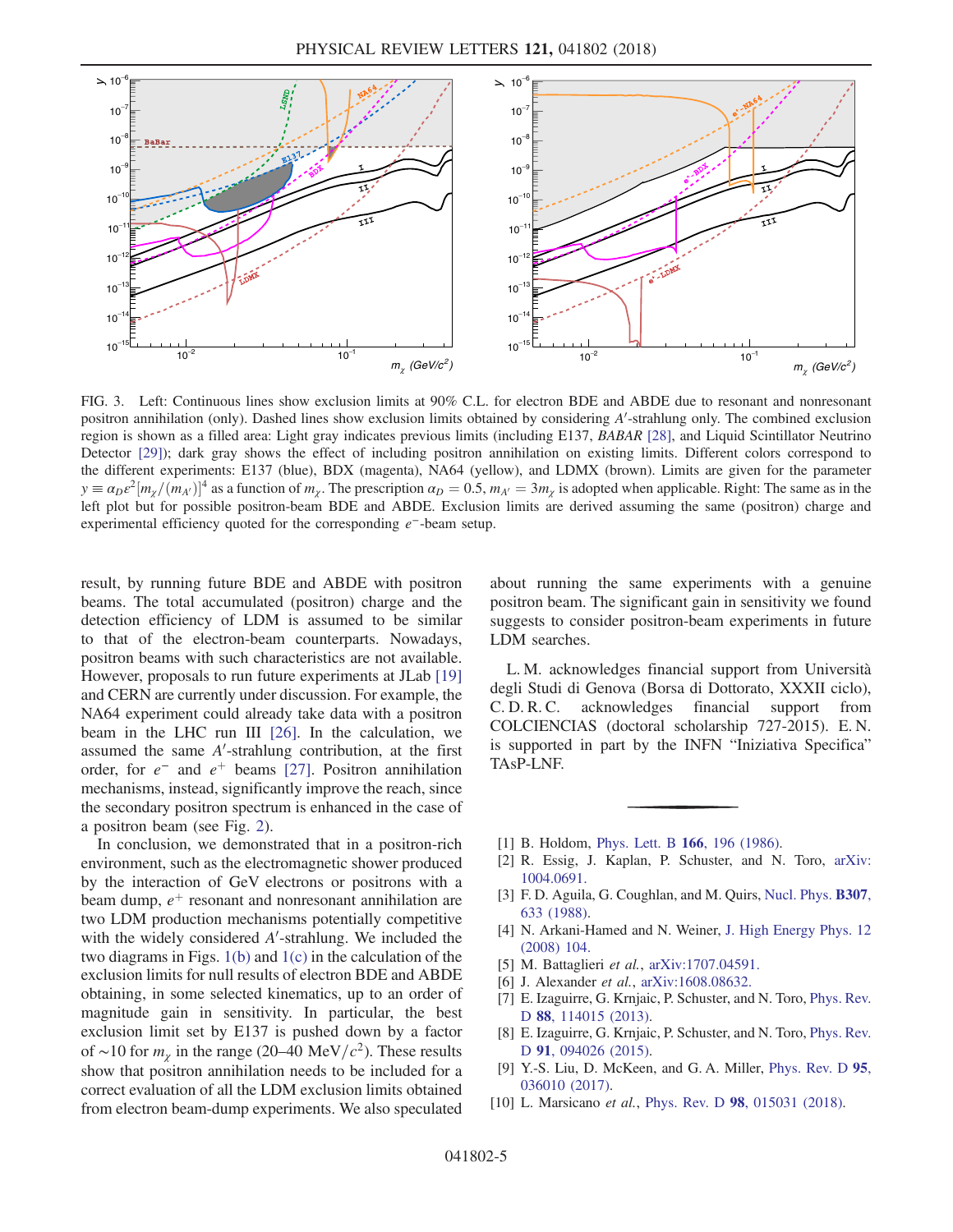FIG. 3. Left: Continuous lines show exclusion limits at 90% C.L. for electron BDE and ABDE due to resonant and nonresonant positron annihilation (only). Dashed lines show exclusion limits obtained by considering $A'$-strahlung only. The combined exclusion region is shown as a filled area: Light gray indicates previous limits (including E137, *BABAR* [28], and Liquid Scintillator Neutrino Detector [29]); dark gray shows the effect of including positron annihilation on existing limits. Different colors correspond to the different experiments: E137 (blue), BDX (magenta), NA64 (yellow), and LDMX (brown). Limits are given for the parameter $y \equiv \alpha_D \epsilon^2 [m_\chi/(m_{A'})]^4$ as a function of $m_\chi$. The prescription $\alpha_D = 0.5$, $m_{A'} = 3m_\chi$ is adopted when applicable. Right: The same as in the left plot but for possible positron-beam BDE and ABDE. Exclusion limits are derived assuming the same (positron) charge and experimental efficiency quoted for the corresponding $e^-$-beam setup.

result, by running future BDE and ABDE with positron beams. The total accumulated (positron) charge and the detection efficiency of LDM is assumed to be similar to that of the electron-beam counterparts. Nowadays, positron beams with such characteristics are not available. However, proposals to run future experiments at JLab [19] and CERN are currently under discussion. For example, the NA64 experiment could already take data with a positron beam in the LHC run III [26]. In the calculation, we assumed the same $A'$-strahlung contribution, at the first order, for $e^-$ and $e^+$ beams [27]. Positron annihilation mechanisms, instead, significantly improve the reach, since the secondary positron spectrum is enhanced in the case of a positron beam (see Fig. 2).

In conclusion, we demonstrated that in a positron-rich environment, such as the electromagnetic shower produced by the interaction of GeV electrons or positrons with a beam dump, $e^+$ resonant and nonresonant annihilation are two LDM production mechanisms potentially competitive with the widely considered $A'$-strahlung. We included the two diagrams in Figs. 1(b) and 1(c) in the calculation of the exclusion limits for null results of electron BDE and ABDE obtaining, in some selected kinematics, up to an order of magnitude gain in sensitivity. In particular, the best exclusion limit set by E137 is pushed down by a factor of ~10 for $m_\chi$ in the range (20–40 MeV/$c^2$). These results show that positron annihilation needs to be included for a correct evaluation of all the LDM exclusion limits obtained from electron beam-dump experiments. We also speculated about running the same experiments with a genuine positron beam. The significant gain in sensitivity we found suggests to consider positron-beam experiments in future LDM searches.

L. M. acknowledges financial support from Università degli Studi di Genova (Borsa di Dottorato, XXXII ciclo), C. D. R. C. acknowledges financial support from COLCIENCIAS (doctoral scholarship 727-2015). E. N. is supported in part by the INFN "Iniziativa Specifica" TAsP-LNF.

[1] B. Holdom, Phys. Lett. B **166**, 196 (1986).
[2] R. Essig, J. Kaplan, P. Schuster, and N. Toro, arXiv: 1004.0691.
[3] F. D. Aguila, G. Coughlan, and M. Quirs, Nucl. Phys. **B307**, 633 (1988).
[4] N. Arkani-Hamed and N. Weiner, J. High Energy Phys. 12 (2008) 104.
[5] M. Battaglieri *et al.*, arXiv:1707.04591.
[6] J. Alexander *et al.*, arXiv:1608.08632.
[7] E. Izaguirre, G. Krnjaic, P. Schuster, and N. Toro, Phys. Rev. D **88**, 114015 (2013).
[8] E. Izaguirre, G. Krnjaic, P. Schuster, and N. Toro, Phys. Rev. D **91**, 094026 (2015).
[9] Y.-S. Liu, D. McKeen, and G. A. Miller, Phys. Rev. D **95**, 036010 (2017).
[10] L. Marsicano *et al.*, Phys. Rev. D **98**, 015031 (2018).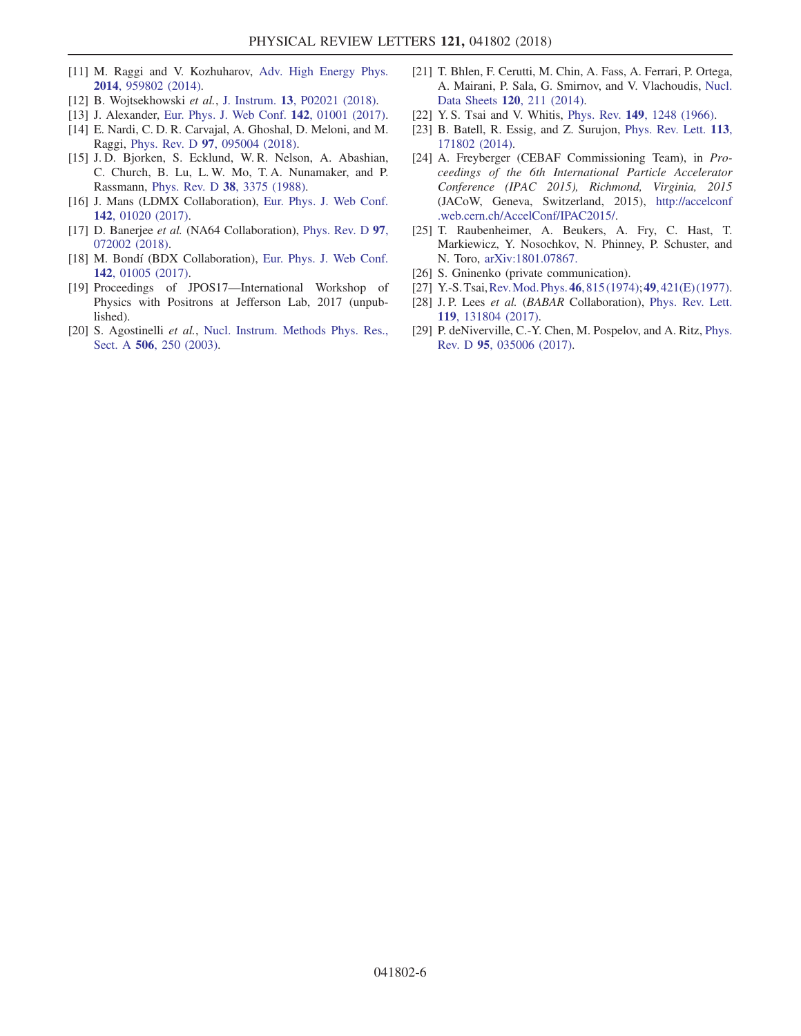[11] M. Raggi and V. Kozhuharov, Adv. High Energy Phys. **2014**, 959802 (2014).

[12] B. Wojtsekhowski *et al.*, J. Instrum. **13**, P02021 (2018).

[13] J. Alexander, Eur. Phys. J. Web Conf. **142**, 01001 (2017).

[14] E. Nardi, C. D. R. Carvajal, A. Ghoshal, D. Meloni, and M. Raggi, Phys. Rev. D **97**, 095004 (2018).

[15] J. D. Bjorken, S. Ecklund, W. R. Nelson, A. Abashian, C. Church, B. Lu, L. W. Mo, T. A. Nunamaker, and P. Rassmann, Phys. Rev. D **38**, 3375 (1988).

[16] J. Mans (LDMX Collaboration), Eur. Phys. J. Web Conf. **142**, 01020 (2017).

[17] D. Banerjee *et al.* (NA64 Collaboration), Phys. Rev. D **97**, 072002 (2018).

[18] M. Bondí (BDX Collaboration), Eur. Phys. J. Web Conf. **142**, 01005 (2017).

[19] Proceedings of JPOS17—International Workshop of Physics with Positrons at Jefferson Lab, 2017 (unpublished).

[20] S. Agostinelli *et al.*, Nucl. Instrum. Methods Phys. Res., Sect. A **506**, 250 (2003).

[21] T. Bhlen, F. Cerutti, M. Chin, A. Fass, A. Ferrari, P. Ortega, A. Mairani, P. Sala, G. Smirnov, and V. Vlachoudis, Nucl. Data Sheets **120**, 211 (2014).

[22] Y. S. Tsai and V. Whitis, Phys. Rev. **149**, 1248 (1966).

[23] B. Batell, R. Essig, and Z. Surujon, Phys. Rev. Lett. **113**, 171802 (2014).

[24] A. Freyberger (CEBAF Commissioning Team), in *Proceedings of the 6th International Particle Accelerator Conference (IPAC 2015), Richmond, Virginia, 2015* (JACoW, Geneva, Switzerland, 2015), http://accelconf.web.cern.ch/AccelConf/IPAC2015/.

[25] T. Raubenheimer, A. Beukers, A. Fry, C. Hast, T. Markiewicz, Y. Nosochkov, N. Phinney, P. Schuster, and N. Toro, arXiv:1801.07867.

[26] S. Gninenko (private communication).

[27] Y.-S. Tsai, Rev. Mod. Phys. **46**, 815 (1974); **49**, 421(E) (1977).

[28] J. P. Lees *et al.* (*BABAR* Collaboration), Phys. Rev. Lett. **119**, 131804 (2017).

[29] P. deNiverville, C.-Y. Chen, M. Pospelov, and A. Ritz, Phys. Rev. D **95**, 035006 (2017).